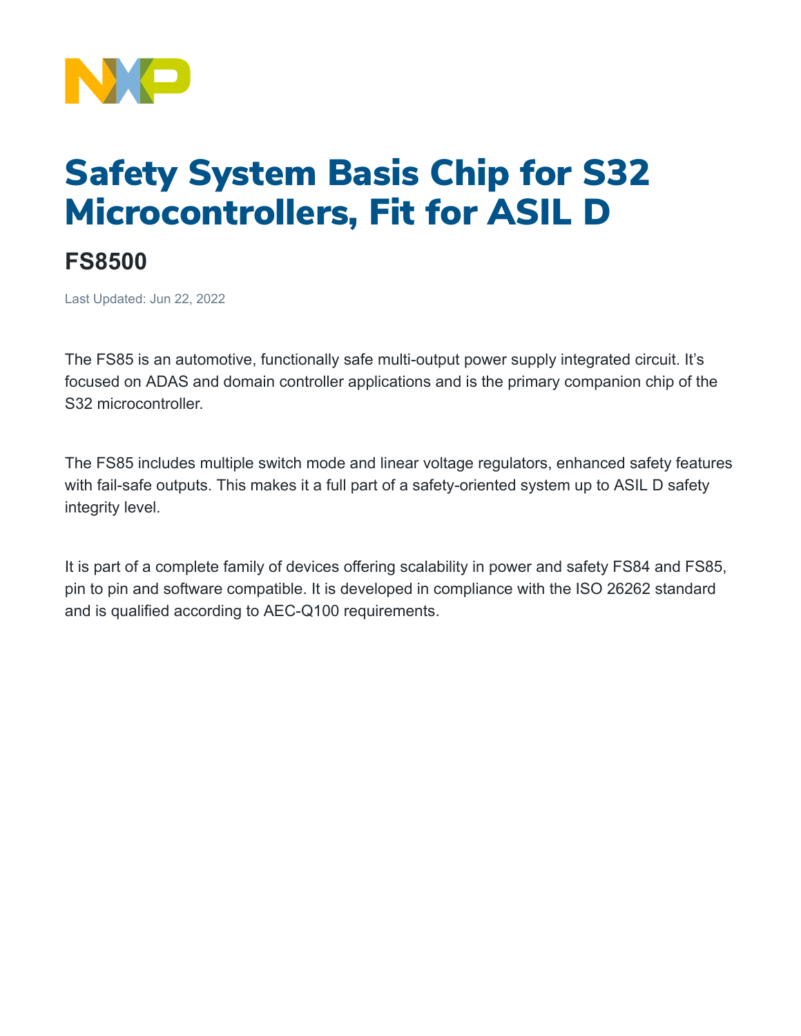# Safety System Basis Chip for S32 Microcontrollers, Fit for ASIL D

## FS8500

Last Updated: Jun 22, 2022

The FS85 is an automotive, functionally safe multi-output power supply integrated circuit. It's focused on ADAS and domain controller applications and is the primary companion chip of the S32 microcontroller.

The FS85 includes multiple switch mode and linear voltage regulators, enhanced safety features with fail-safe outputs. This makes it a full part of a safety-oriented system up to ASIL D safety integrity level.

It is part of a complete family of devices offering scalability in power and safety FS84 and FS85, pin to pin and software compatible. It is developed in compliance with the ISO 26262 standard and is qualified according to AEC-Q100 requirements.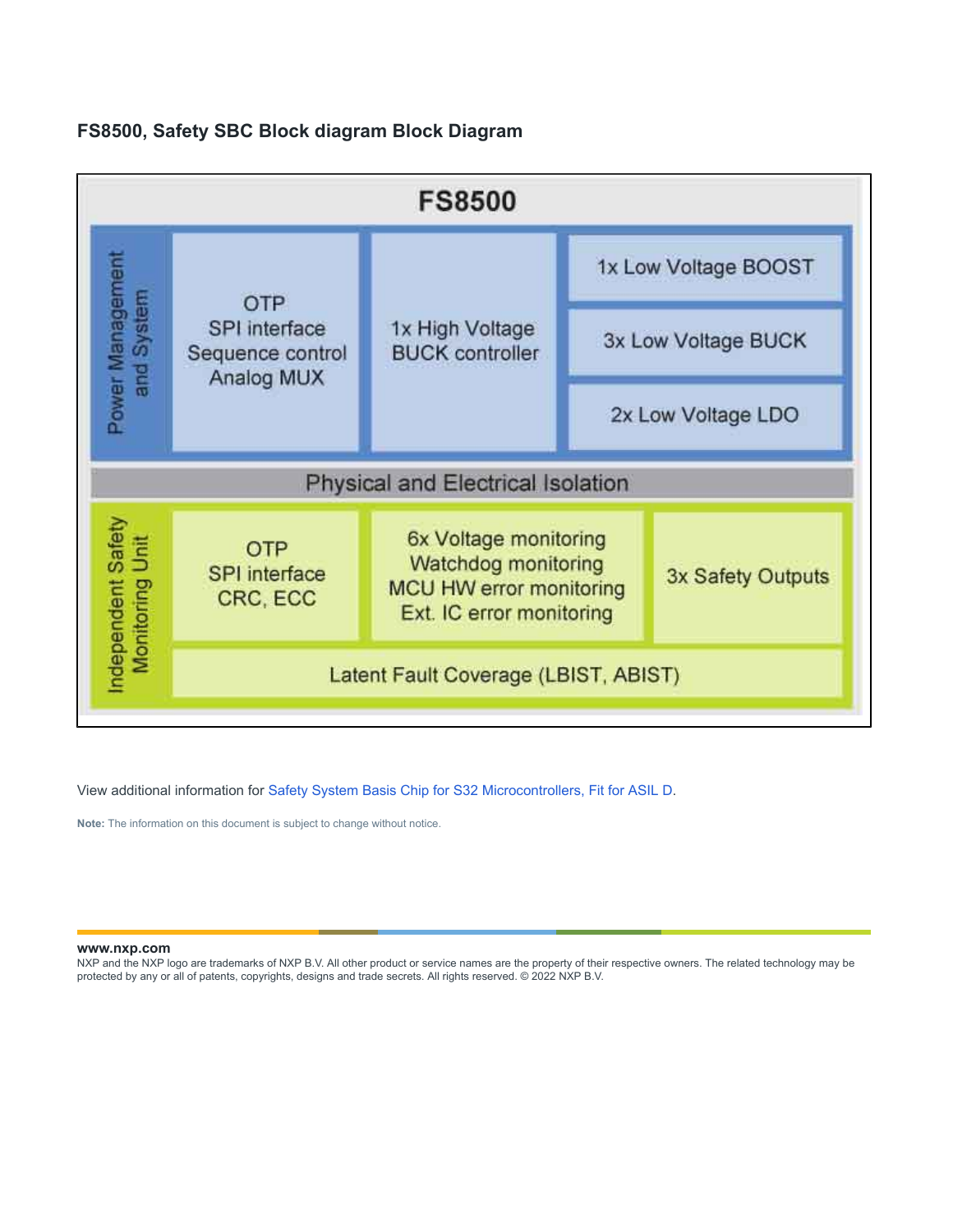## FS8500, Safety SBC Block diagram Block Diagram

FS8500

Power Management and System

OTP
SPI interface
Sequence control
Analog MUX

1x High Voltage BUCK controller

1x Low Voltage BOOST

3x Low Voltage BUCK

2x Low Voltage LDO

Physical and Electrical Isolation

Independent Safety Monitoring Unit

OTP
SPI interface
CRC, ECC

6x Voltage monitoring
Watchdog monitoring
MCU HW error monitoring
Ext. IC error monitoring

3x Safety Outputs

Latent Fault Coverage (LBIST, ABIST)

View additional information for Safety System Basis Chip for S32 Microcontrollers, Fit for ASIL D.

**Note:** The information on this document is subject to change without notice.

**www.nxp.com**

NXP and the NXP logo are trademarks of NXP B.V. All other product or service names are the property of their respective owners. The related technology may be protected by any or all of patents, copyrights, designs and trade secrets. All rights reserved. © 2022 NXP B.V.